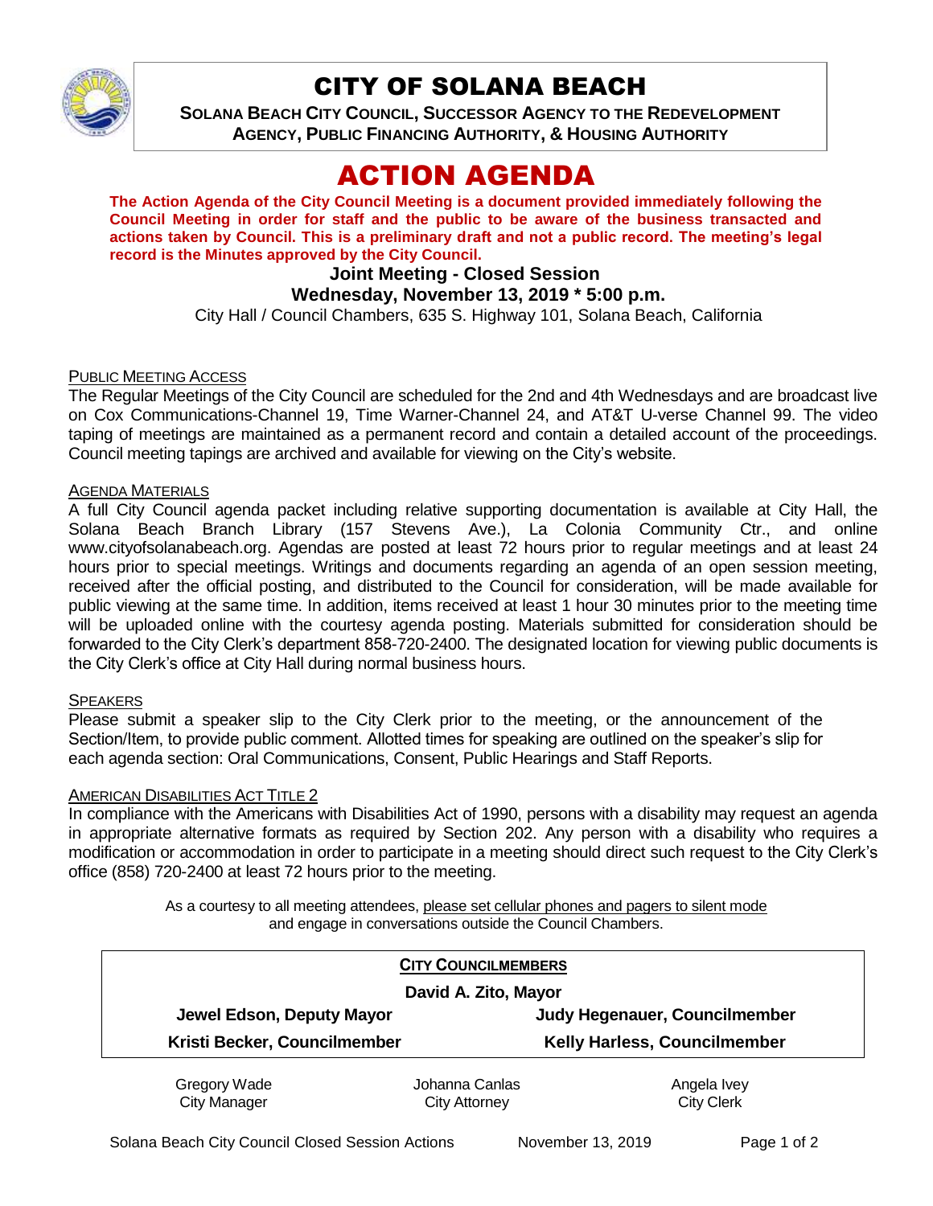# CITY OF SOLANA BEACH

**SOLANA BEACH CITY COUNCIL, SUCCESSOR AGENCY TO THE REDEVELOPMENT AGENCY, PUBLIC FINANCING AUTHORITY, & HOUSING AUTHORITY**

# ACTION AGENDA

**The Action Agenda of the City Council Meeting is a document provided immediately following the Council Meeting in order for staff and the public to be aware of the business transacted and actions taken by Council. This is a preliminary draft and not a public record. The meeting's legal record is the Minutes approved by the City Council.**

## Joint Meeting - Closed Session

### Wednesday, November 13, 2019 * 5:00 p.m.

City Hall / Council Chambers, 635 S. Highway 101, Solana Beach, California

PUBLIC MEETING ACCESS

The Regular Meetings of the City Council are scheduled for the 2nd and 4th Wednesdays and are broadcast live on Cox Communications-Channel 19, Time Warner-Channel 24, and AT&T U-verse Channel 99. The video taping of meetings are maintained as a permanent record and contain a detailed account of the proceedings. Council meeting tapings are archived and available for viewing on the City's website.

AGENDA MATERIALS

A full City Council agenda packet including relative supporting documentation is available at City Hall, the Solana Beach Branch Library (157 Stevens Ave.), La Colonia Community Ctr., and online www.cityofsolanabeach.org. Agendas are posted at least 72 hours prior to regular meetings and at least 24 hours prior to special meetings. Writings and documents regarding an agenda of an open session meeting, received after the official posting, and distributed to the Council for consideration, will be made available for public viewing at the same time. In addition, items received at least 1 hour 30 minutes prior to the meeting time will be uploaded online with the courtesy agenda posting. Materials submitted for consideration should be forwarded to the City Clerk's department 858-720-2400. The designated location for viewing public documents is the City Clerk's office at City Hall during normal business hours.

SPEAKERS

Please submit a speaker slip to the City Clerk prior to the meeting, or the announcement of the Section/Item, to provide public comment. Allotted times for speaking are outlined on the speaker's slip for each agenda section: Oral Communications, Consent, Public Hearings and Staff Reports.

AMERICAN DISABILITIES ACT TITLE 2

In compliance with the Americans with Disabilities Act of 1990, persons with a disability may request an agenda in appropriate alternative formats as required by Section 202. Any person with a disability who requires a modification or accommodation in order to participate in a meeting should direct such request to the City Clerk's office (858) 720-2400 at least 72 hours prior to the meeting.

As a courtesy to all meeting attendees, please set cellular phones and pagers to silent mode and engage in conversations outside the Council Chambers.

**CITY COUNCILMEMBERS**

**David A. Zito, Mayor**

| | |
|---|---|
| **Jewel Edson, Deputy Mayor** | **Judy Hegenauer, Councilmember** |
| **Kristi Becker, Councilmember** | **Kelly Harless, Councilmember** |

| | | |
|---|---|---|
| Gregory Wade<br>City Manager | Johanna Canlas<br>City Attorney | Angela Ivey<br>City Clerk |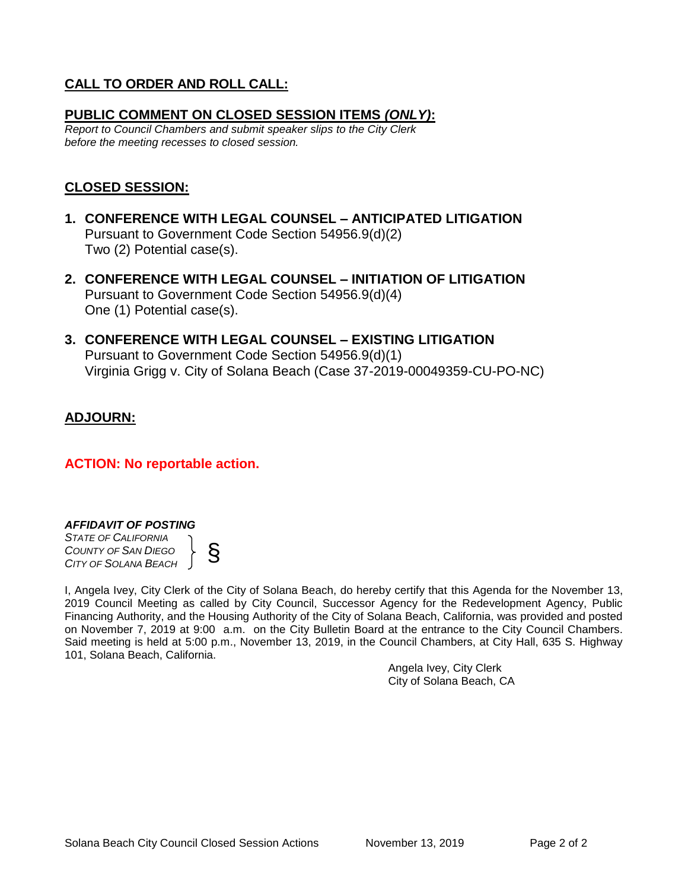## CALL TO ORDER AND ROLL CALL:

## PUBLIC COMMENT ON CLOSED SESSION ITEMS *(ONLY)*:

*Report to Council Chambers and submit speaker slips to the City Clerk before the meeting recesses to closed session.*

## CLOSED SESSION:

1. **CONFERENCE WITH LEGAL COUNSEL – ANTICIPATED LITIGATION**
   Pursuant to Government Code Section 54956.9(d)(2)
   Two (2) Potential case(s).

2. **CONFERENCE WITH LEGAL COUNSEL – INITIATION OF LITIGATION**
   Pursuant to Government Code Section 54956.9(d)(4)
   One (1) Potential case(s).

3. **CONFERENCE WITH LEGAL COUNSEL – EXISTING LITIGATION**
   Pursuant to Government Code Section 54956.9(d)(1)
   Virginia Grigg v. City of Solana Beach (Case 37-2019-00049359-CU-PO-NC)

## ADJOURN:

**ACTION: No reportable action.**

***AFFIDAVIT OF POSTING***

*STATE OF CALIFORNIA*
*COUNTY OF SAN DIEGO* } §
*CITY OF SOLANA BEACH*

I, Angela Ivey, City Clerk of the City of Solana Beach, do hereby certify that this Agenda for the November 13, 2019 Council Meeting as called by City Council, Successor Agency for the Redevelopment Agency, Public Financing Authority, and the Housing Authority of the City of Solana Beach, California, was provided and posted on November 7, 2019 at 9:00 a.m. on the City Bulletin Board at the entrance to the City Council Chambers. Said meeting is held at 5:00 p.m., November 13, 2019, in the Council Chambers, at City Hall, 635 S. Highway 101, Solana Beach, California.

Angela Ivey, City Clerk
City of Solana Beach, CA